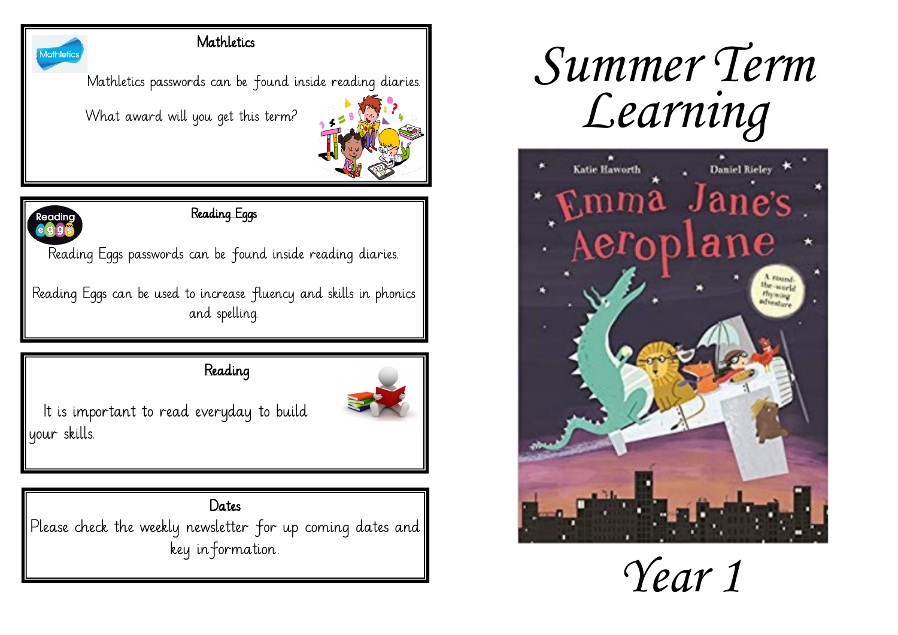## Mathletics

Mathletics passwords can be found inside reading diaries.

What award will you get this term?

## Reading Eggs

Reading Eggs passwords can be found inside reading diaries.

Reading Eggs can be used to increase fluency and skills in phonics and spelling.

## Reading

It is important to read everyday to build your skills.

## Dates

Please check the weekly newsletter for up coming dates and key information.

# Summer Term Learning

# Year 1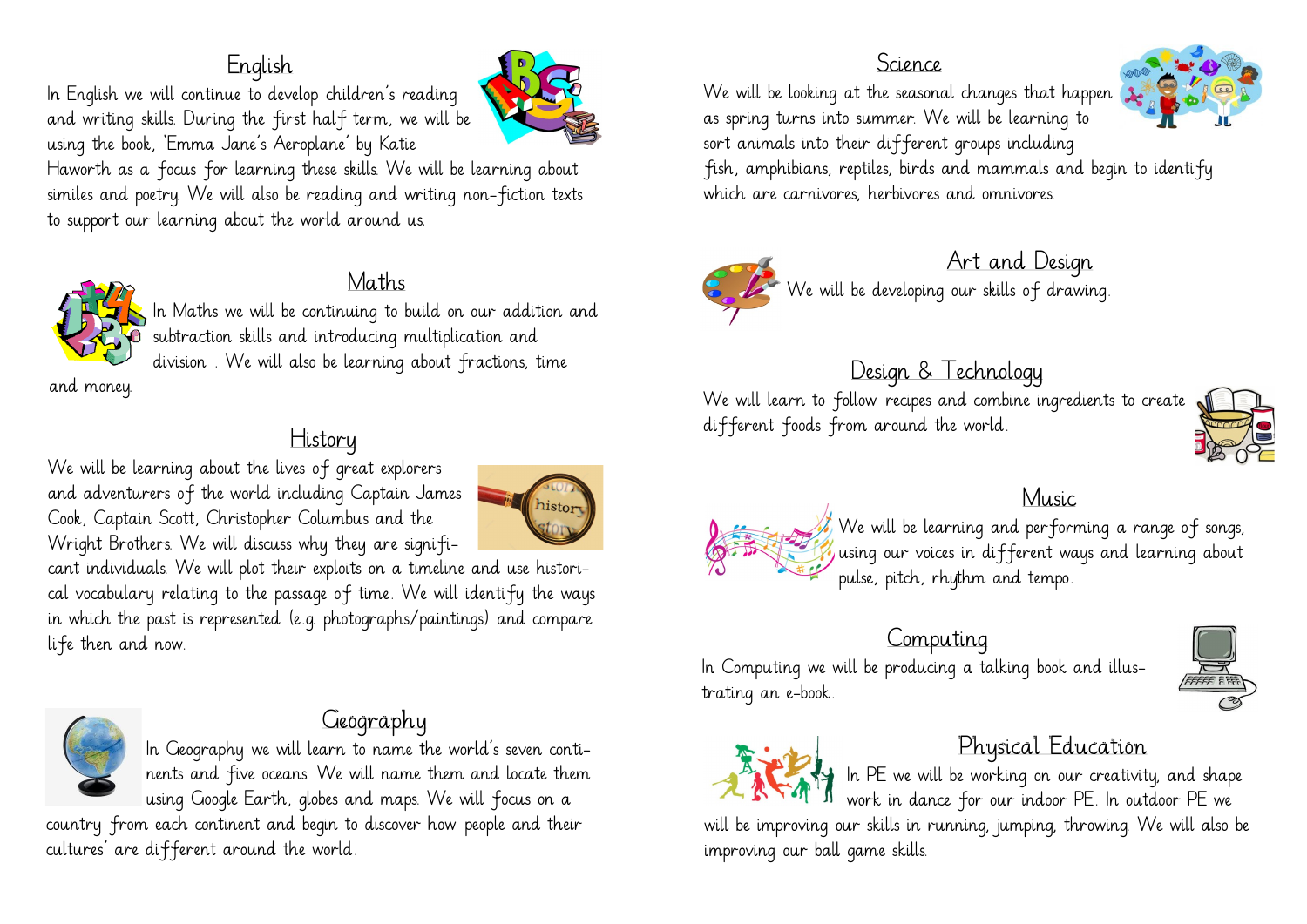## English

In English we will continue to develop children's reading and writing skills. During the first half term, we will be using the book, 'Emma Jane's Aeroplane' by Katie Haworth as a focus for learning these skills. We will be learning about similes and poetry. We will also be reading and writing non-fiction texts to support our learning about the world around us.

## Maths

In Maths we will be continuing to build on our addition and subtraction skills and introducing multiplication and division . We will also be learning about fractions, time and money.

## History

We will be learning about the lives of great explorers and adventurers of the world including Captain James Cook, Captain Scott, Christopher Columbus and the Wright Brothers. We will discuss why they are significant individuals. We will plot their exploits on a timeline and use historical vocabulary relating to the passage of time. We will identify the ways in which the past is represented (e.g. photographs/paintings) and compare life then and now.

## Geography

In Geography we will learn to name the world's seven continents and five oceans. We will name them and locate them using Google Earth, globes and maps. We will focus on a country from each continent and begin to discover how people and their cultures' are different around the world.

## Science

We will be looking at the seasonal changes that happen as spring turns into summer. We will be learning to sort animals into their different groups including fish, amphibians, reptiles, birds and mammals and begin to identify which are carnivores, herbivores and omnivores.

## Art and Design

We will be developing our skills of drawing.

## Design & Technology

We will learn to follow recipes and combine ingredients to create different foods from around the world.

## Music

We will be learning and performing a range of songs, using our voices in different ways and learning about pulse, pitch, rhythm and tempo.

## Computing

In Computing we will be producing a talking book and illustrating an e-book.

## Physical Education

In PE we will be working on our creativity, and shape work in dance for our indoor PE. In outdoor PE we will be improving our skills in running, jumping, throwing. We will also be improving our ball game skills.